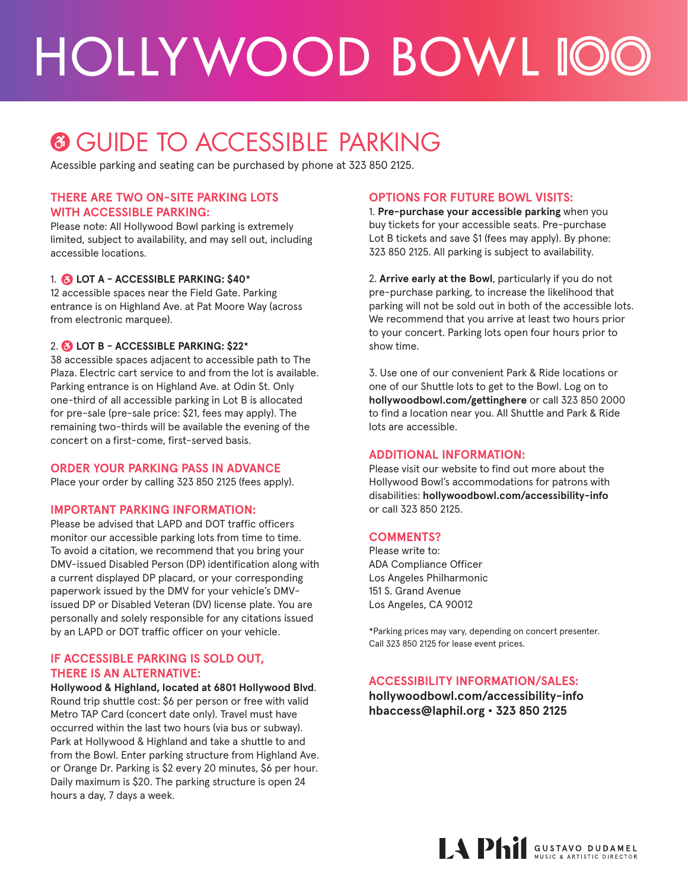# HOLLYWOOD BOWL 100

## GUIDE TO ACCESSIBLE PARKING

Acessible parking and seating can be purchased by phone at 323 850 2125.

### THERE ARE TWO ON-SITE PARKING LOTS WITH ACCESSIBLE PARKING:

Please note: All Hollywood Bowl parking is extremely limited, subject to availability, and may sell out, including accessible locations.

1. **LOT A – ACCESSIBLE PARKING: $40***
12 accessible spaces near the Field Gate. Parking entrance is on Highland Ave. at Pat Moore Way (across from electronic marquee).

2. **LOT B – ACCESSIBLE PARKING: $22***
38 accessible spaces adjacent to accessible path to The Plaza. Electric cart service to and from the lot is available. Parking entrance is on Highland Ave. at Odin St. Only one-third of all accessible parking in Lot B is allocated for pre-sale (pre-sale price: $21, fees may apply). The remaining two-thirds will be available the evening of the concert on a first-come, first-served basis.

### ORDER YOUR PARKING PASS IN ADVANCE

Place your order by calling 323 850 2125 (fees apply).

### IMPORTANT PARKING INFORMATION:

Please be advised that LAPD and DOT traffic officers monitor our accessible parking lots from time to time. To avoid a citation, we recommend that you bring your DMV-issued Disabled Person (DP) identification along with a current displayed DP placard, or your corresponding paperwork issued by the DMV for your vehicle's DMV-issued DP or Disabled Veteran (DV) license plate. You are personally and solely responsible for any citations issued by an LAPD or DOT traffic officer on your vehicle.

### IF ACCESSIBLE PARKING IS SOLD OUT, THERE IS AN ALTERNATIVE:

**Hollywood & Highland, located at 6801 Hollywood Blvd**. Round trip shuttle cost: $6 per person or free with valid Metro TAP Card (concert date only). Travel must have occurred within the last two hours (via bus or subway). Park at Hollywood & Highland and take a shuttle to and from the Bowl. Enter parking structure from Highland Ave. or Orange Dr. Parking is $2 every 20 minutes, $6 per hour. Daily maximum is $20. The parking structure is open 24 hours a day, 7 days a week.

### OPTIONS FOR FUTURE BOWL VISITS:

1. **Pre-purchase your accessible parking** when you buy tickets for your accessible seats. Pre-purchase Lot B tickets and save $1 (fees may apply). By phone: 323 850 2125. All parking is subject to availability.

2. **Arrive early at the Bowl**, particularly if you do not pre-purchase parking, to increase the likelihood that parking will not be sold out in both of the accessible lots. We recommend that you arrive at least two hours prior to your concert. Parking lots open four hours prior to show time.

3. Use one of our convenient Park & Ride locations or one of our Shuttle lots to get to the Bowl. Log on to **hollywoodbowl.com/gettinghere** or call 323 850 2000 to find a location near you. All Shuttle and Park & Ride lots are accessible.

### ADDITIONAL INFORMATION:

Please visit our website to find out more about the Hollywood Bowl's accommodations for patrons with disabilities: **hollywoodbowl.com/accessibility-info** or call 323 850 2125.

### COMMENTS?

Please write to:
ADA Compliance Officer
Los Angeles Philharmonic
151 S. Grand Avenue
Los Angeles, CA 90012

*Parking prices may vary, depending on concert presenter. Call 323 850 2125 for lease event prices.

### ACCESSIBILITY INFORMATION/SALES:

**hollywoodbowl.com/accessibility-info**
**hbaccess@laphil.org • 323 850 2125**

LA Phil GUSTAVO DUDAMEL MUSIC & ARTISTIC DIRECTOR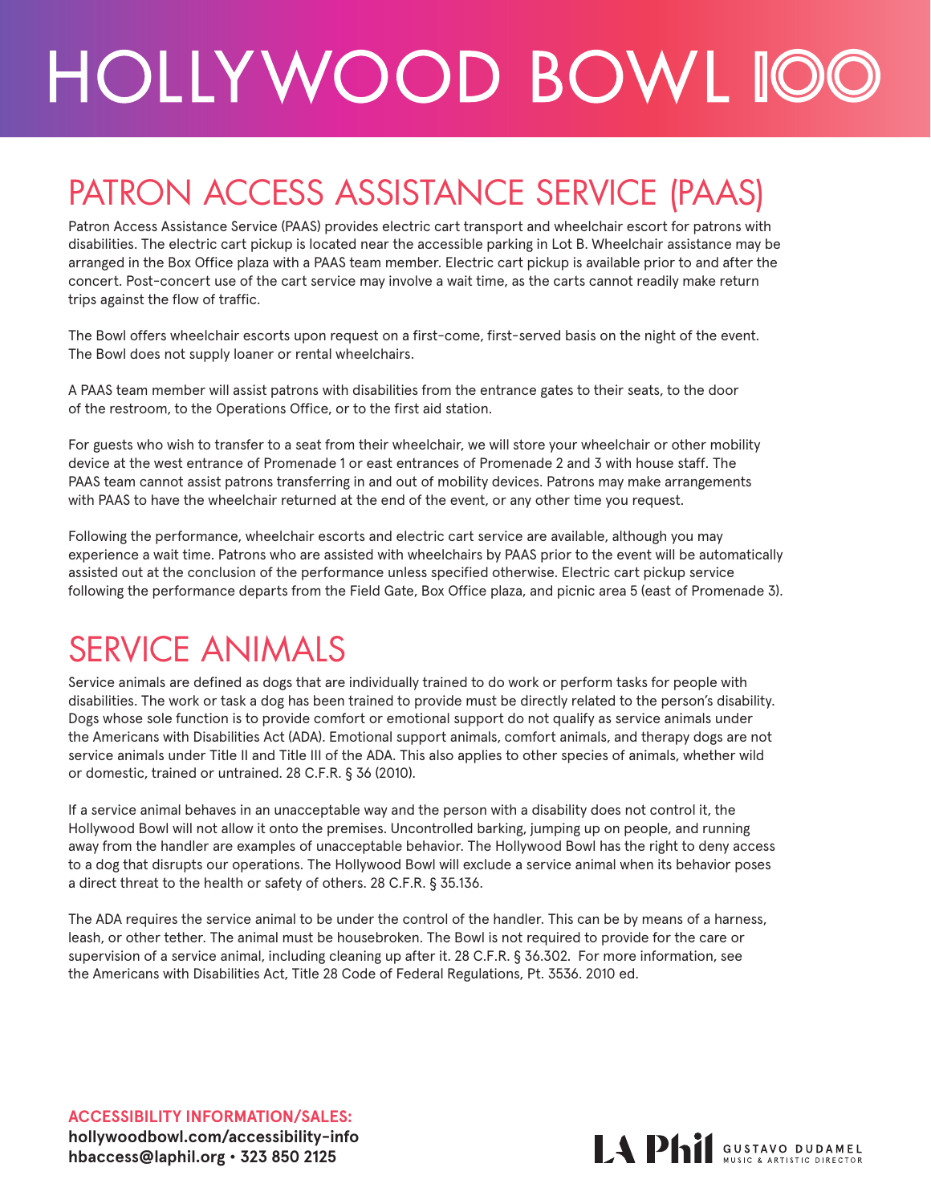# HOLLYWOOD BOWL 100

## PATRON ACCESS ASSISTANCE SERVICE (PAAS)

Patron Access Assistance Service (PAAS) provides electric cart transport and wheelchair escort for patrons with disabilities. The electric cart pickup is located near the accessible parking in Lot B. Wheelchair assistance may be arranged in the Box Office plaza with a PAAS team member. Electric cart pickup is available prior to and after the concert. Post-concert use of the cart service may involve a wait time, as the carts cannot readily make return trips against the flow of traffic.

The Bowl offers wheelchair escorts upon request on a first-come, first-served basis on the night of the event. The Bowl does not supply loaner or rental wheelchairs.

A PAAS team member will assist patrons with disabilities from the entrance gates to their seats, to the door of the restroom, to the Operations Office, or to the first aid station.

For guests who wish to transfer to a seat from their wheelchair, we will store your wheelchair or other mobility device at the west entrance of Promenade 1 or east entrances of Promenade 2 and 3 with house staff. The PAAS team cannot assist patrons transferring in and out of mobility devices. Patrons may make arrangements with PAAS to have the wheelchair returned at the end of the event, or any other time you request.

Following the performance, wheelchair escorts and electric cart service are available, although you may experience a wait time. Patrons who are assisted with wheelchairs by PAAS prior to the event will be automatically assisted out at the conclusion of the performance unless specified otherwise. Electric cart pickup service following the performance departs from the Field Gate, Box Office plaza, and picnic area 5 (east of Promenade 3).

## SERVICE ANIMALS

Service animals are defined as dogs that are individually trained to do work or perform tasks for people with disabilities. The work or task a dog has been trained to provide must be directly related to the person's disability. Dogs whose sole function is to provide comfort or emotional support do not qualify as service animals under the Americans with Disabilities Act (ADA). Emotional support animals, comfort animals, and therapy dogs are not service animals under Title II and Title III of the ADA. This also applies to other species of animals, whether wild or domestic, trained or untrained. 28 C.F.R. § 36 (2010).

If a service animal behaves in an unacceptable way and the person with a disability does not control it, the Hollywood Bowl will not allow it onto the premises. Uncontrolled barking, jumping up on people, and running away from the handler are examples of unacceptable behavior. The Hollywood Bowl has the right to deny access to a dog that disrupts our operations. The Hollywood Bowl will exclude a service animal when its behavior poses a direct threat to the health or safety of others. 28 C.F.R. § 35.136.

The ADA requires the service animal to be under the control of the handler. This can be by means of a harness, leash, or other tether. The animal must be housebroken. The Bowl is not required to provide for the care or supervision of a service animal, including cleaning up after it. 28 C.F.R. § 36.302. For more information, see the Americans with Disabilities Act, Title 28 Code of Federal Regulations, Pt. 3536. 2010 ed.

**ACCESSIBILITY INFORMATION/SALES:**
**hollywoodbowl.com/accessibility-info**
**hbaccess@laphil.org • 323 850 2125**

LA Phil GUSTAVO DUDAMEL MUSIC & ARTISTIC DIRECTOR